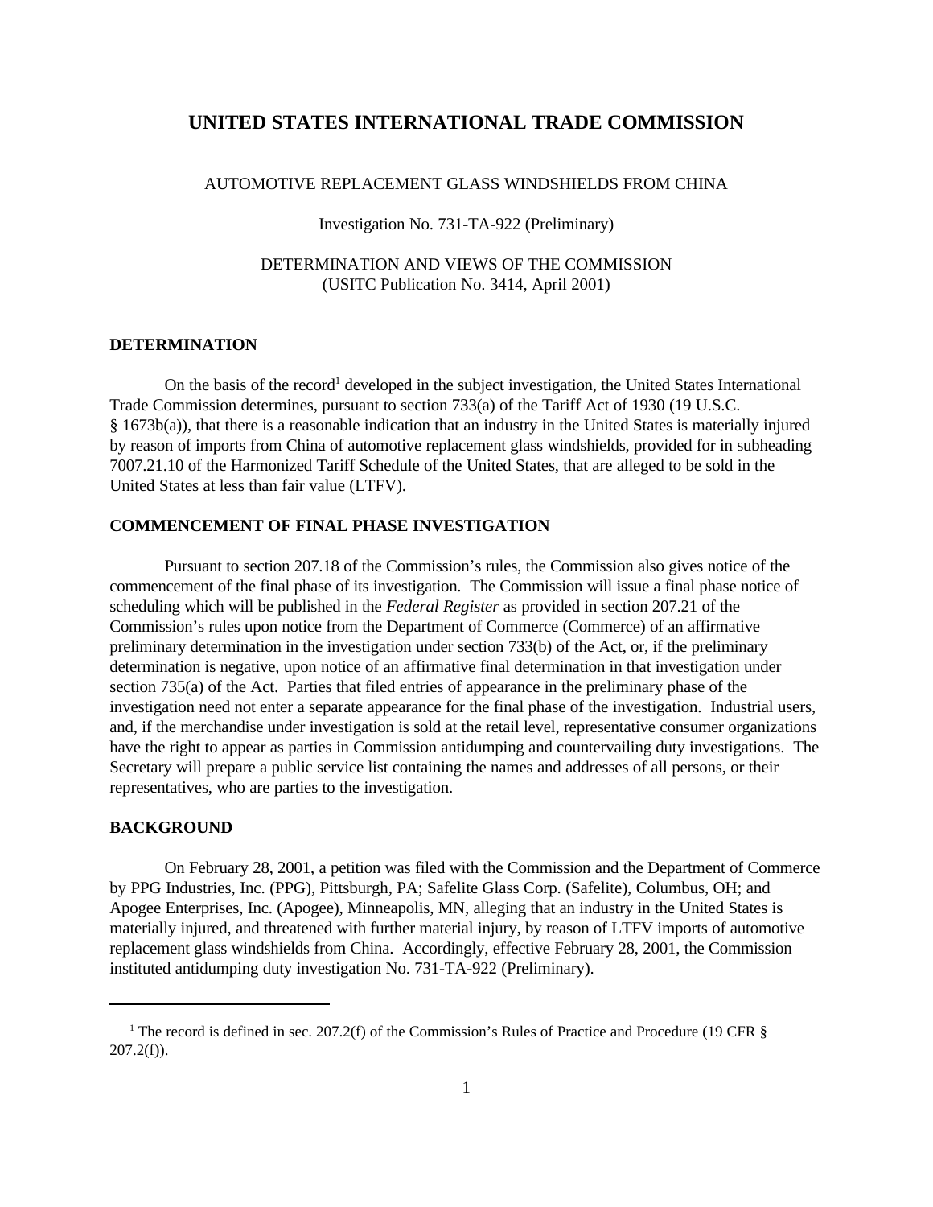# UNITED STATES INTERNATIONAL TRADE COMMISSION

AUTOMOTIVE REPLACEMENT GLASS WINDSHIELDS FROM CHINA

Investigation No. 731-TA-922 (Preliminary)

DETERMINATION AND VIEWS OF THE COMMISSION
(USITC Publication No. 3414, April 2001)

## DETERMINATION

On the basis of the record[1] developed in the subject investigation, the United States International Trade Commission determines, pursuant to section 733(a) of the Tariff Act of 1930 (19 U.S.C. § 1673b(a)), that there is a reasonable indication that an industry in the United States is materially injured by reason of imports from China of automotive replacement glass windshields, provided for in subheading 7007.21.10 of the Harmonized Tariff Schedule of the United States, that are alleged to be sold in the United States at less than fair value (LTFV).

## COMMENCEMENT OF FINAL PHASE INVESTIGATION

Pursuant to section 207.18 of the Commission's rules, the Commission also gives notice of the commencement of the final phase of its investigation. The Commission will issue a final phase notice of scheduling which will be published in the *Federal Register* as provided in section 207.21 of the Commission's rules upon notice from the Department of Commerce (Commerce) of an affirmative preliminary determination in the investigation under section 733(b) of the Act, or, if the preliminary determination is negative, upon notice of an affirmative final determination in that investigation under section 735(a) of the Act. Parties that filed entries of appearance in the preliminary phase of the investigation need not enter a separate appearance for the final phase of the investigation. Industrial users, and, if the merchandise under investigation is sold at the retail level, representative consumer organizations have the right to appear as parties in Commission antidumping and countervailing duty investigations. The Secretary will prepare a public service list containing the names and addresses of all persons, or their representatives, who are parties to the investigation.

## BACKGROUND

On February 28, 2001, a petition was filed with the Commission and the Department of Commerce by PPG Industries, Inc. (PPG), Pittsburgh, PA; Safelite Glass Corp. (Safelite), Columbus, OH; and Apogee Enterprises, Inc. (Apogee), Minneapolis, MN, alleging that an industry in the United States is materially injured, and threatened with further material injury, by reason of LTFV imports of automotive replacement glass windshields from China. Accordingly, effective February 28, 2001, the Commission instituted antidumping duty investigation No. 731-TA-922 (Preliminary).

---

[1] The record is defined in sec. 207.2(f) of the Commission's Rules of Practice and Procedure (19 CFR § 207.2(f)).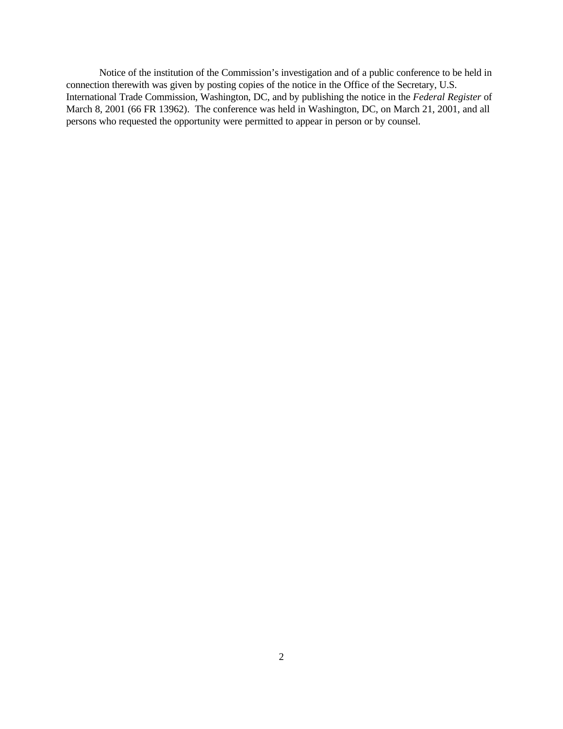Notice of the institution of the Commission's investigation and of a public conference to be held in connection therewith was given by posting copies of the notice in the Office of the Secretary, U.S. International Trade Commission, Washington, DC, and by publishing the notice in the *Federal Register* of March 8, 2001 (66 FR 13962). The conference was held in Washington, DC, on March 21, 2001, and all persons who requested the opportunity were permitted to appear in person or by counsel.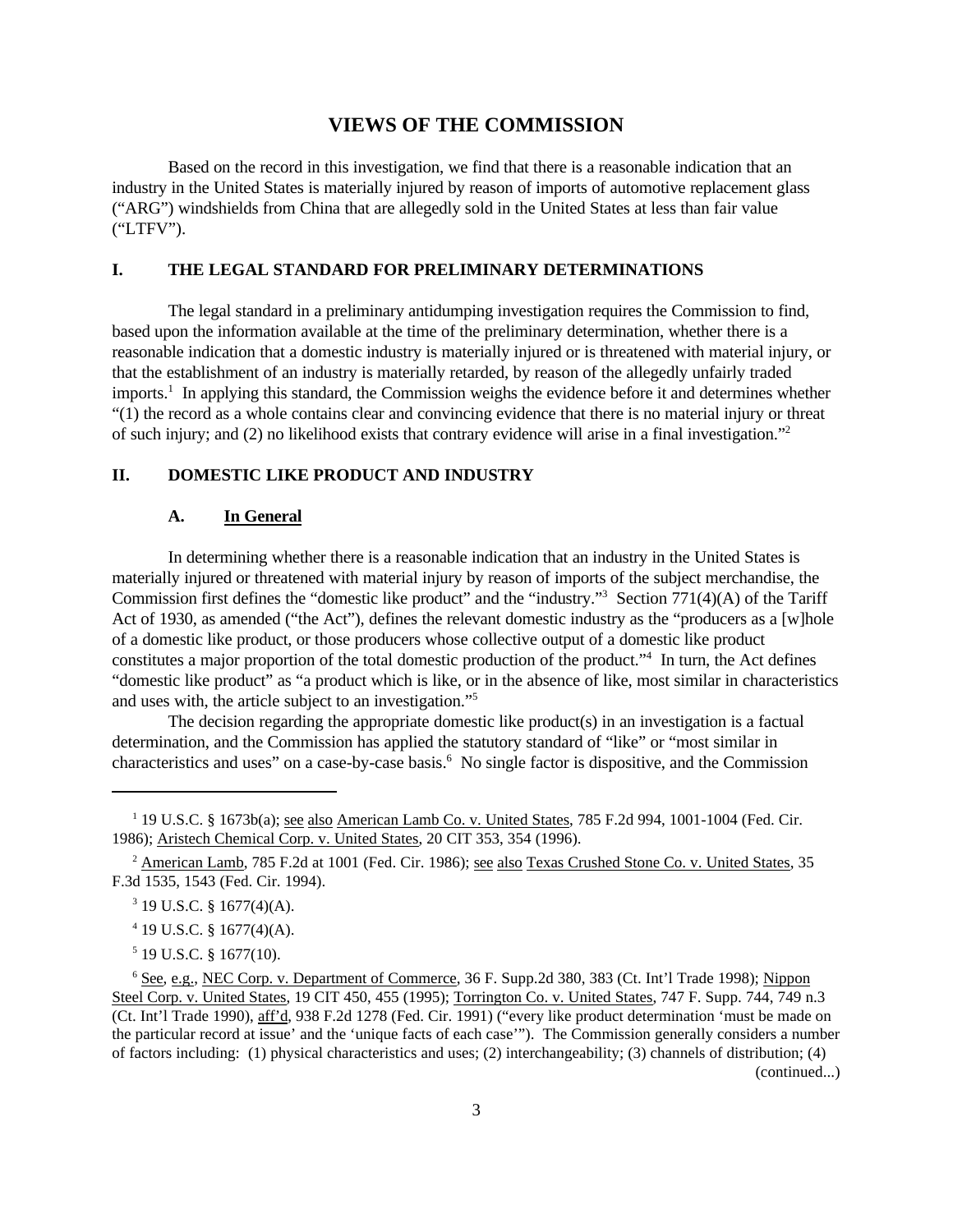# VIEWS OF THE COMMISSION

Based on the record in this investigation, we find that there is a reasonable indication that an industry in the United States is materially injured by reason of imports of automotive replacement glass ("ARG") windshields from China that are allegedly sold in the United States at less than fair value ("LTFV").

## I. THE LEGAL STANDARD FOR PRELIMINARY DETERMINATIONS

The legal standard in a preliminary antidumping investigation requires the Commission to find, based upon the information available at the time of the preliminary determination, whether there is a reasonable indication that a domestic industry is materially injured or is threatened with material injury, or that the establishment of an industry is materially retarded, by reason of the allegedly unfairly traded imports.[1] In applying this standard, the Commission weighs the evidence before it and determines whether "(1) the record as a whole contains clear and convincing evidence that there is no material injury or threat of such injury; and (2) no likelihood exists that contrary evidence will arise in a final investigation."[2]

## II. DOMESTIC LIKE PRODUCT AND INDUSTRY

### A. In General

In determining whether there is a reasonable indication that an industry in the United States is materially injured or threatened with material injury by reason of imports of the subject merchandise, the Commission first defines the "domestic like product" and the "industry."[3] Section 771(4)(A) of the Tariff Act of 1930, as amended ("the Act"), defines the relevant domestic industry as the "producers as a [w]hole of a domestic like product, or those producers whose collective output of a domestic like product constitutes a major proportion of the total domestic production of the product."[4] In turn, the Act defines "domestic like product" as "a product which is like, or in the absence of like, most similar in characteristics and uses with, the article subject to an investigation."[5]

The decision regarding the appropriate domestic like product(s) in an investigation is a factual determination, and the Commission has applied the statutory standard of "like" or "most similar in characteristics and uses" on a case-by-case basis.[6] No single factor is dispositive, and the Commission

---

[1] 19 U.S.C. § 1673b(a); see also American Lamb Co. v. United States, 785 F.2d 994, 1001-1004 (Fed. Cir. 1986); Aristech Chemical Corp. v. United States, 20 CIT 353, 354 (1996).

[2] American Lamb, 785 F.2d at 1001 (Fed. Cir. 1986); see also Texas Crushed Stone Co. v. United States, 35 F.3d 1535, 1543 (Fed. Cir. 1994).

[3] 19 U.S.C. § 1677(4)(A).

[4] 19 U.S.C. § 1677(4)(A).

[5] 19 U.S.C. § 1677(10).

[6] See, e.g., NEC Corp. v. Department of Commerce, 36 F. Supp.2d 380, 383 (Ct. Int'l Trade 1998); Nippon Steel Corp. v. United States, 19 CIT 450, 455 (1995); Torrington Co. v. United States, 747 F. Supp. 744, 749 n.3 (Ct. Int'l Trade 1990), aff'd, 938 F.2d 1278 (Fed. Cir. 1991) ("every like product determination 'must be made on the particular record at issue' and the 'unique facts of each case'"). The Commission generally considers a number of factors including: (1) physical characteristics and uses; (2) interchangeability; (3) channels of distribution; (4) (continued...)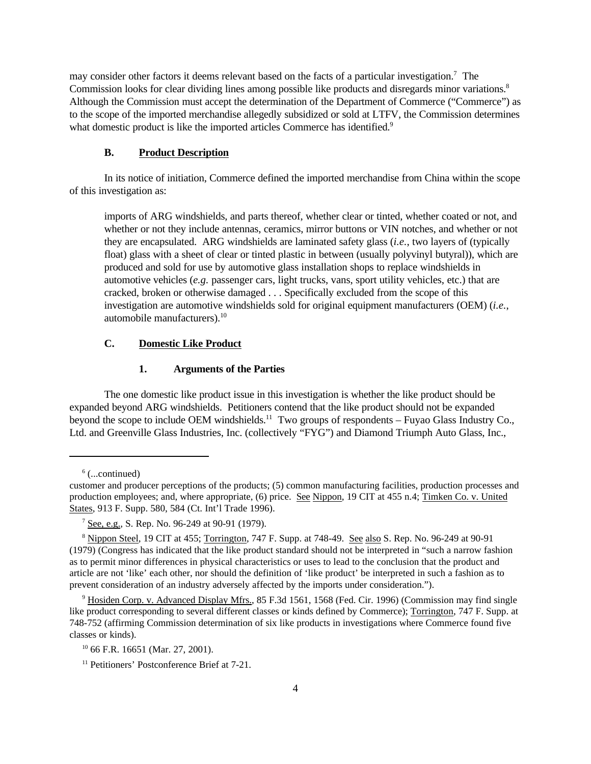may consider other factors it deems relevant based on the facts of a particular investigation.[7] The Commission looks for clear dividing lines among possible like products and disregards minor variations.[8] Although the Commission must accept the determination of the Department of Commerce ("Commerce") as to the scope of the imported merchandise allegedly subsidized or sold at LTFV, the Commission determines what domestic product is like the imported articles Commerce has identified.[9]

### B. Product Description

In its notice of initiation, Commerce defined the imported merchandise from China within the scope of this investigation as:

> imports of ARG windshields, and parts thereof, whether clear or tinted, whether coated or not, and whether or not they include antennas, ceramics, mirror buttons or VIN notches, and whether or not they are encapsulated. ARG windshields are laminated safety glass (*i.e.*, two layers of (typically float) glass with a sheet of clear or tinted plastic in between (usually polyvinyl butyral)), which are produced and sold for use by automotive glass installation shops to replace windshields in automotive vehicles (*e.g.* passenger cars, light trucks, vans, sport utility vehicles, etc.) that are cracked, broken or otherwise damaged . . . Specifically excluded from the scope of this investigation are automotive windshields sold for original equipment manufacturers (OEM) (*i.e.*, automobile manufacturers).[10]

### C. Domestic Like Product

#### 1. Arguments of the Parties

The one domestic like product issue in this investigation is whether the like product should be expanded beyond ARG windshields. Petitioners contend that the like product should not be expanded beyond the scope to include OEM windshields.[11] Two groups of respondents – Fuyao Glass Industry Co., Ltd. and Greenville Glass Industries, Inc. (collectively "FYG") and Diamond Triumph Auto Glass, Inc.,

---

[6] (...continued)
customer and producer perceptions of the products; (5) common manufacturing facilities, production processes and production employees; and, where appropriate, (6) price. See Nippon, 19 CIT at 455 n.4; Timken Co. v. United States, 913 F. Supp. 580, 584 (Ct. Int'l Trade 1996).

[7] See, e.g., S. Rep. No. 96-249 at 90-91 (1979).

[8] Nippon Steel, 19 CIT at 455; Torrington, 747 F. Supp. at 748-49. See also S. Rep. No. 96-249 at 90-91 (1979) (Congress has indicated that the like product standard should not be interpreted in "such a narrow fashion as to permit minor differences in physical characteristics or uses to lead to the conclusion that the product and article are not 'like' each other, nor should the definition of 'like product' be interpreted in such a fashion as to prevent consideration of an industry adversely affected by the imports under consideration.").

[9] Hosiden Corp. v. Advanced Display Mfrs., 85 F.3d 1561, 1568 (Fed. Cir. 1996) (Commission may find single like product corresponding to several different classes or kinds defined by Commerce); Torrington, 747 F. Supp. at 748-752 (affirming Commission determination of six like products in investigations where Commerce found five classes or kinds).

[10] 66 F.R. 16651 (Mar. 27, 2001).

[11] Petitioners' Postconference Brief at 7-21.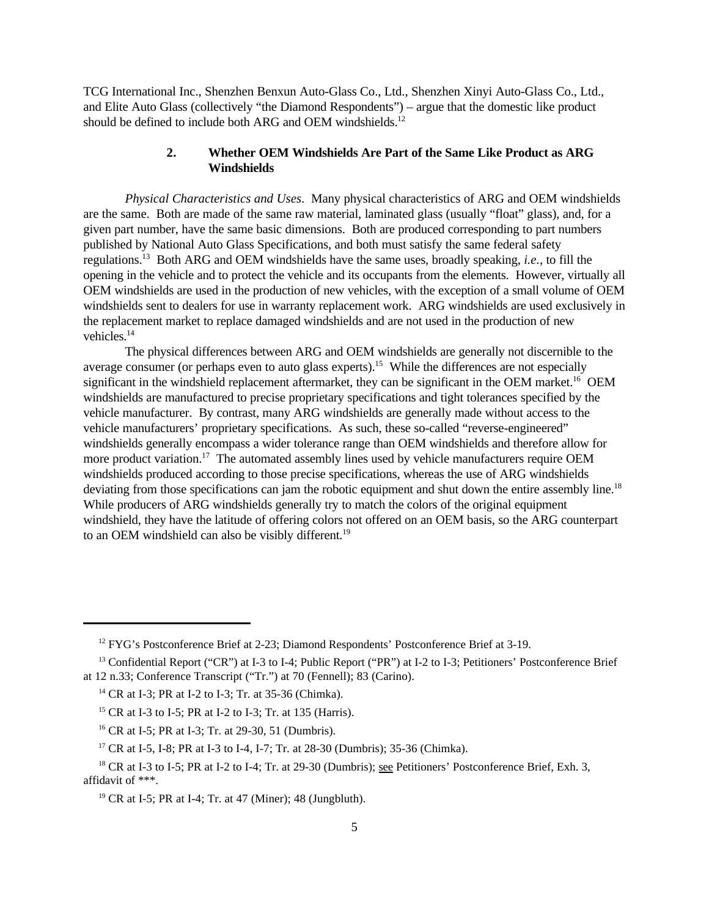TCG International Inc., Shenzhen Benxun Auto-Glass Co., Ltd., Shenzhen Xinyi Auto-Glass Co., Ltd., and Elite Auto Glass (collectively "the Diamond Respondents") – argue that the domestic like product should be defined to include both ARG and OEM windshields.[12]

### 2. Whether OEM Windshields Are Part of the Same Like Product as ARG Windshields

*Physical Characteristics and Uses*. Many physical characteristics of ARG and OEM windshields are the same. Both are made of the same raw material, laminated glass (usually "float" glass), and, for a given part number, have the same basic dimensions. Both are produced corresponding to part numbers published by National Auto Glass Specifications, and both must satisfy the same federal safety regulations.[13] Both ARG and OEM windshields have the same uses, broadly speaking, *i.e.*, to fill the opening in the vehicle and to protect the vehicle and its occupants from the elements. However, virtually all OEM windshields are used in the production of new vehicles, with the exception of a small volume of OEM windshields sent to dealers for use in warranty replacement work. ARG windshields are used exclusively in the replacement market to replace damaged windshields and are not used in the production of new vehicles.[14]

The physical differences between ARG and OEM windshields are generally not discernible to the average consumer (or perhaps even to auto glass experts).[15] While the differences are not especially significant in the windshield replacement aftermarket, they can be significant in the OEM market.[16] OEM windshields are manufactured to precise proprietary specifications and tight tolerances specified by the vehicle manufacturer. By contrast, many ARG windshields are generally made without access to the vehicle manufacturers' proprietary specifications. As such, these so-called "reverse-engineered" windshields generally encompass a wider tolerance range than OEM windshields and therefore allow for more product variation.[17] The automated assembly lines used by vehicle manufacturers require OEM windshields produced according to those precise specifications, whereas the use of ARG windshields deviating from those specifications can jam the robotic equipment and shut down the entire assembly line.[18] While producers of ARG windshields generally try to match the colors of the original equipment windshield, they have the latitude of offering colors not offered on an OEM basis, so the ARG counterpart to an OEM windshield can also be visibly different.[19]

---

[12] FYG's Postconference Brief at 2-23; Diamond Respondents' Postconference Brief at 3-19.

[13] Confidential Report ("CR") at I-3 to I-4; Public Report ("PR") at I-2 to I-3; Petitioners' Postconference Brief at 12 n.33; Conference Transcript ("Tr.") at 70 (Fennell); 83 (Carino).

[14] CR at I-3; PR at I-2 to I-3; Tr. at 35-36 (Chimka).

[15] CR at I-3 to I-5; PR at I-2 to I-3; Tr. at 135 (Harris).

[16] CR at I-5; PR at I-3; Tr. at 29-30, 51 (Dumbris).

[17] CR at I-5, I-8; PR at I-3 to I-4, I-7; Tr. at 28-30 (Dumbris); 35-36 (Chimka).

[18] CR at I-3 to I-5; PR at I-2 to I-4; Tr. at 29-30 (Dumbris); see Petitioners' Postconference Brief, Exh. 3, affidavit of ***.

[19] CR at I-5; PR at I-4; Tr. at 47 (Miner); 48 (Jungbluth).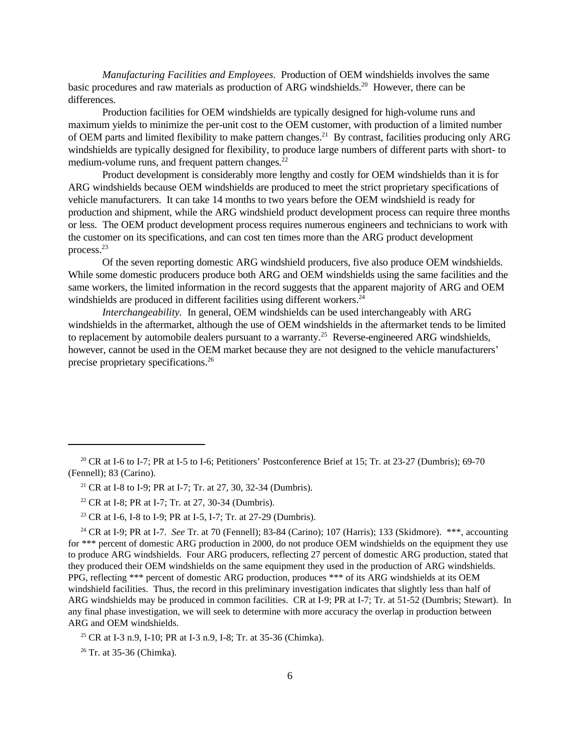*Manufacturing Facilities and Employees*. Production of OEM windshields involves the same basic procedures and raw materials as production of ARG windshields.[20] However, there can be differences.

Production facilities for OEM windshields are typically designed for high-volume runs and maximum yields to minimize the per-unit cost to the OEM customer, with production of a limited number of OEM parts and limited flexibility to make pattern changes.[21] By contrast, facilities producing only ARG windshields are typically designed for flexibility, to produce large numbers of different parts with short- to medium-volume runs, and frequent pattern changes.[22]

Product development is considerably more lengthy and costly for OEM windshields than it is for ARG windshields because OEM windshields are produced to meet the strict proprietary specifications of vehicle manufacturers. It can take 14 months to two years before the OEM windshield is ready for production and shipment, while the ARG windshield product development process can require three months or less. The OEM product development process requires numerous engineers and technicians to work with the customer on its specifications, and can cost ten times more than the ARG product development process.[23]

Of the seven reporting domestic ARG windshield producers, five also produce OEM windshields. While some domestic producers produce both ARG and OEM windshields using the same facilities and the same workers, the limited information in the record suggests that the apparent majority of ARG and OEM windshields are produced in different facilities using different workers.[24]

*Interchangeability*. In general, OEM windshields can be used interchangeably with ARG windshields in the aftermarket, although the use of OEM windshields in the aftermarket tends to be limited to replacement by automobile dealers pursuant to a warranty.[25] Reverse-engineered ARG windshields, however, cannot be used in the OEM market because they are not designed to the vehicle manufacturers' precise proprietary specifications.[26]

---

[20] CR at I-6 to I-7; PR at I-5 to I-6; Petitioners' Postconference Brief at 15; Tr. at 23-27 (Dumbris); 69-70 (Fennell); 83 (Carino).

[21] CR at I-8 to I-9; PR at I-7; Tr. at 27, 30, 32-34 (Dumbris).

[22] CR at I-8; PR at I-7; Tr. at 27, 30-34 (Dumbris).

[23] CR at I-6, I-8 to I-9; PR at I-5, I-7; Tr. at 27-29 (Dumbris).

[24] CR at I-9; PR at I-7. *See* Tr. at 70 (Fennell); 83-84 (Carino); 107 (Harris); 133 (Skidmore). ***, accounting for *** percent of domestic ARG production in 2000, do not produce OEM windshields on the equipment they use to produce ARG windshields. Four ARG producers, reflecting 27 percent of domestic ARG production, stated that they produced their OEM windshields on the same equipment they used in the production of ARG windshields. PPG, reflecting *** percent of domestic ARG production, produces *** of its ARG windshields at its OEM windshield facilities. Thus, the record in this preliminary investigation indicates that slightly less than half of ARG windshields may be produced in common facilities. CR at I-9; PR at I-7; Tr. at 51-52 (Dumbris; Stewart). In any final phase investigation, we will seek to determine with more accuracy the overlap in production between ARG and OEM windshields.

[25] CR at I-3 n.9, I-10; PR at I-3 n.9, I-8; Tr. at 35-36 (Chimka).

[26] Tr. at 35-36 (Chimka).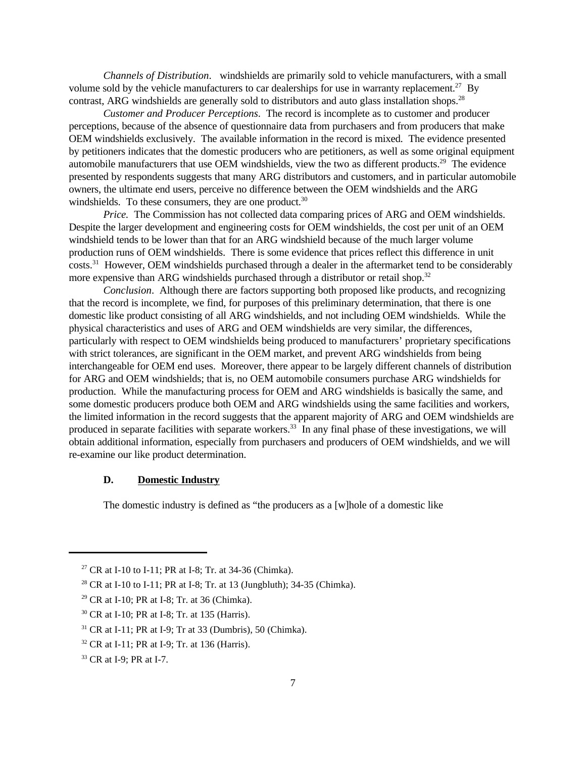*Channels of Distribution*.   windshields are primarily sold to vehicle manufacturers, with a small volume sold by the vehicle manufacturers to car dealerships for use in warranty replacement.[27] By contrast, ARG windshields are generally sold to distributors and auto glass installation shops.[28]

*Customer and Producer Perceptions*. The record is incomplete as to customer and producer perceptions, because of the absence of questionnaire data from purchasers and from producers that make OEM windshields exclusively. The available information in the record is mixed. The evidence presented by petitioners indicates that the domestic producers who are petitioners, as well as some original equipment automobile manufacturers that use OEM windshields, view the two as different products.[29] The evidence presented by respondents suggests that many ARG distributors and customers, and in particular automobile owners, the ultimate end users, perceive no difference between the OEM windshields and the ARG windshields. To these consumers, they are one product.[30]

*Price.* The Commission has not collected data comparing prices of ARG and OEM windshields. Despite the larger development and engineering costs for OEM windshields, the cost per unit of an OEM windshield tends to be lower than that for an ARG windshield because of the much larger volume production runs of OEM windshields. There is some evidence that prices reflect this difference in unit costs.[31] However, OEM windshields purchased through a dealer in the aftermarket tend to be considerably more expensive than ARG windshields purchased through a distributor or retail shop.[32]

*Conclusion*. Although there are factors supporting both proposed like products, and recognizing that the record is incomplete, we find, for purposes of this preliminary determination, that there is one domestic like product consisting of all ARG windshields, and not including OEM windshields. While the physical characteristics and uses of ARG and OEM windshields are very similar, the differences, particularly with respect to OEM windshields being produced to manufacturers' proprietary specifications with strict tolerances, are significant in the OEM market, and prevent ARG windshields from being interchangeable for OEM end uses. Moreover, there appear to be largely different channels of distribution for ARG and OEM windshields; that is, no OEM automobile consumers purchase ARG windshields for production. While the manufacturing process for OEM and ARG windshields is basically the same, and some domestic producers produce both OEM and ARG windshields using the same facilities and workers, the limited information in the record suggests that the apparent majority of ARG and OEM windshields are produced in separate facilities with separate workers.[33] In any final phase of these investigations, we will obtain additional information, especially from purchasers and producers of OEM windshields, and we will re-examine our like product determination.

### D. Domestic Industry

The domestic industry is defined as "the producers as a [w]hole of a domestic like

---

[27] CR at I-10 to I-11; PR at I-8; Tr. at 34-36 (Chimka).

[28] CR at I-10 to I-11; PR at I-8; Tr. at 13 (Jungbluth); 34-35 (Chimka).

[29] CR at I-10; PR at I-8; Tr. at 36 (Chimka).

[30] CR at I-10; PR at I-8; Tr. at 135 (Harris).

[31] CR at I-11; PR at I-9; Tr at 33 (Dumbris), 50 (Chimka).

[32] CR at I-11; PR at I-9; Tr. at 136 (Harris).

[33] CR at I-9; PR at I-7.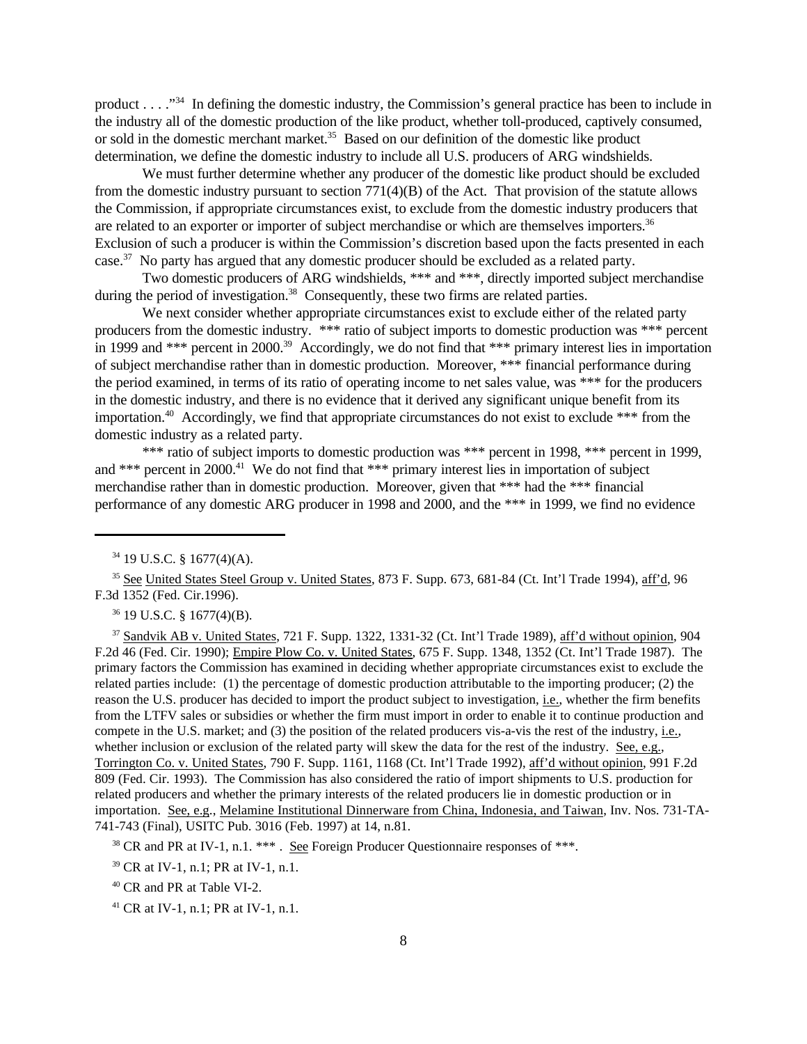product . . . ."[34] In defining the domestic industry, the Commission's general practice has been to include in the industry all of the domestic production of the like product, whether toll-produced, captively consumed, or sold in the domestic merchant market.[35] Based on our definition of the domestic like product determination, we define the domestic industry to include all U.S. producers of ARG windshields.

We must further determine whether any producer of the domestic like product should be excluded from the domestic industry pursuant to section 771(4)(B) of the Act. That provision of the statute allows the Commission, if appropriate circumstances exist, to exclude from the domestic industry producers that are related to an exporter or importer of subject merchandise or which are themselves importers.[36] Exclusion of such a producer is within the Commission's discretion based upon the facts presented in each case.[37] No party has argued that any domestic producer should be excluded as a related party.

Two domestic producers of ARG windshields, *** and ***, directly imported subject merchandise during the period of investigation.[38] Consequently, these two firms are related parties.

We next consider whether appropriate circumstances exist to exclude either of the related party producers from the domestic industry. *** ratio of subject imports to domestic production was *** percent in 1999 and *** percent in 2000.[39] Accordingly, we do not find that *** primary interest lies in importation of subject merchandise rather than in domestic production. Moreover, *** financial performance during the period examined, in terms of its ratio of operating income to net sales value, was *** for the producers in the domestic industry, and there is no evidence that it derived any significant unique benefit from its importation.[40] Accordingly, we find that appropriate circumstances do not exist to exclude *** from the domestic industry as a related party.

*** ratio of subject imports to domestic production was *** percent in 1998, *** percent in 1999, and *** percent in 2000.[41] We do not find that *** primary interest lies in importation of subject merchandise rather than in domestic production. Moreover, given that *** had the *** financial performance of any domestic ARG producer in 1998 and 2000, and the *** in 1999, we find no evidence

---

[34] 19 U.S.C. § 1677(4)(A).

[35] See United States Steel Group v. United States, 873 F. Supp. 673, 681-84 (Ct. Int'l Trade 1994), aff'd, 96 F.3d 1352 (Fed. Cir.1996).

[36] 19 U.S.C. § 1677(4)(B).

[37] Sandvik AB v. United States, 721 F. Supp. 1322, 1331-32 (Ct. Int'l Trade 1989), aff'd without opinion, 904 F.2d 46 (Fed. Cir. 1990); Empire Plow Co. v. United States, 675 F. Supp. 1348, 1352 (Ct. Int'l Trade 1987). The primary factors the Commission has examined in deciding whether appropriate circumstances exist to exclude the related parties include: (1) the percentage of domestic production attributable to the importing producer; (2) the reason the U.S. producer has decided to import the product subject to investigation, i.e., whether the firm benefits from the LTFV sales or subsidies or whether the firm must import in order to enable it to continue production and compete in the U.S. market; and (3) the position of the related producers vis-a-vis the rest of the industry, i.e., whether inclusion or exclusion of the related party will skew the data for the rest of the industry. See, e.g., Torrington Co. v. United States, 790 F. Supp. 1161, 1168 (Ct. Int'l Trade 1992), aff'd without opinion, 991 F.2d 809 (Fed. Cir. 1993). The Commission has also considered the ratio of import shipments to U.S. production for related producers and whether the primary interests of the related producers lie in domestic production or in importation. See, e.g., Melamine Institutional Dinnerware from China, Indonesia, and Taiwan, Inv. Nos. 731-TA-741-743 (Final), USITC Pub. 3016 (Feb. 1997) at 14, n.81.

[38] CR and PR at IV-1, n.1. *** . See Foreign Producer Questionnaire responses of ***.

[39] CR at IV-1, n.1; PR at IV-1, n.1.

[40] CR and PR at Table VI-2.

[41] CR at IV-1, n.1; PR at IV-1, n.1.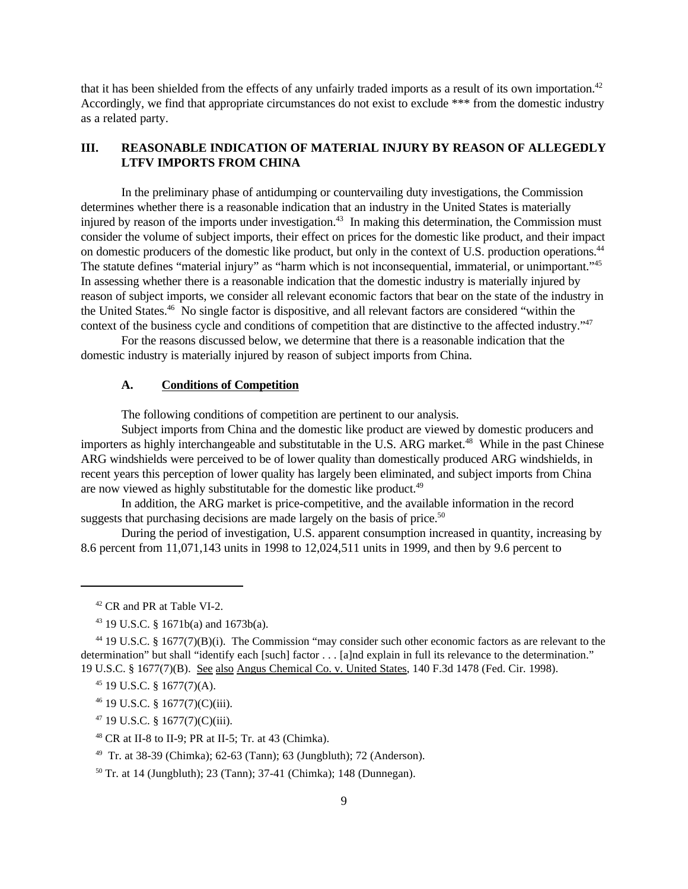that it has been shielded from the effects of any unfairly traded imports as a result of its own importation.[42] Accordingly, we find that appropriate circumstances do not exist to exclude *** from the domestic industry as a related party.

## III. REASONABLE INDICATION OF MATERIAL INJURY BY REASON OF ALLEGEDLY LTFV IMPORTS FROM CHINA

In the preliminary phase of antidumping or countervailing duty investigations, the Commission determines whether there is a reasonable indication that an industry in the United States is materially injured by reason of the imports under investigation.[43] In making this determination, the Commission must consider the volume of subject imports, their effect on prices for the domestic like product, and their impact on domestic producers of the domestic like product, but only in the context of U.S. production operations.[44] The statute defines "material injury" as "harm which is not inconsequential, immaterial, or unimportant."[45] In assessing whether there is a reasonable indication that the domestic industry is materially injured by reason of subject imports, we consider all relevant economic factors that bear on the state of the industry in the United States.[46] No single factor is dispositive, and all relevant factors are considered "within the context of the business cycle and conditions of competition that are distinctive to the affected industry."[47]

For the reasons discussed below, we determine that there is a reasonable indication that the domestic industry is materially injured by reason of subject imports from China.

### A. Conditions of Competition

The following conditions of competition are pertinent to our analysis.

Subject imports from China and the domestic like product are viewed by domestic producers and importers as highly interchangeable and substitutable in the U.S. ARG market.[48] While in the past Chinese ARG windshields were perceived to be of lower quality than domestically produced ARG windshields, in recent years this perception of lower quality has largely been eliminated, and subject imports from China are now viewed as highly substitutable for the domestic like product.[49]

In addition, the ARG market is price-competitive, and the available information in the record suggests that purchasing decisions are made largely on the basis of price.[50]

During the period of investigation, U.S. apparent consumption increased in quantity, increasing by 8.6 percent from 11,071,143 units in 1998 to 12,024,511 units in 1999, and then by 9.6 percent to

---

[42] CR and PR at Table VI-2.

[43] 19 U.S.C. § 1671b(a) and 1673b(a).

[44] 19 U.S.C. § 1677(7)(B)(i). The Commission "may consider such other economic factors as are relevant to the determination" but shall "identify each [such] factor . . . [a]nd explain in full its relevance to the determination." 19 U.S.C. § 1677(7)(B). See also Angus Chemical Co. v. United States, 140 F.3d 1478 (Fed. Cir. 1998).

[45] 19 U.S.C. § 1677(7)(A).

[46] 19 U.S.C. § 1677(7)(C)(iii).

[47] 19 U.S.C. § 1677(7)(C)(iii).

[48] CR at II-8 to II-9; PR at II-5; Tr. at 43 (Chimka).

[49] Tr. at 38-39 (Chimka); 62-63 (Tann); 63 (Jungbluth); 72 (Anderson).

[50] Tr. at 14 (Jungbluth); 23 (Tann); 37-41 (Chimka); 148 (Dunnegan).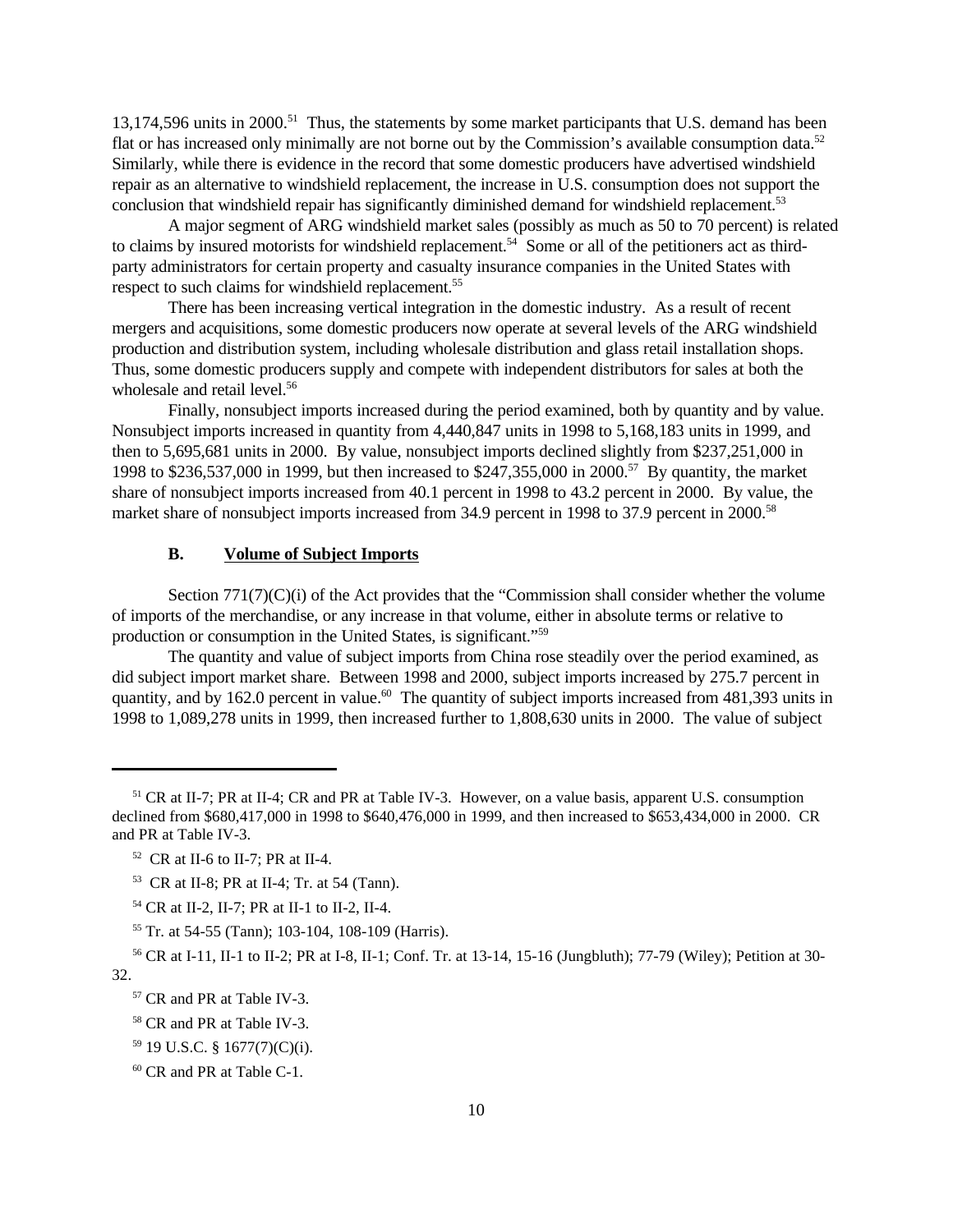13,174,596 units in 2000.[51] Thus, the statements by some market participants that U.S. demand has been flat or has increased only minimally are not borne out by the Commission's available consumption data.[52] Similarly, while there is evidence in the record that some domestic producers have advertised windshield repair as an alternative to windshield replacement, the increase in U.S. consumption does not support the conclusion that windshield repair has significantly diminished demand for windshield replacement.[53]

A major segment of ARG windshield market sales (possibly as much as 50 to 70 percent) is related to claims by insured motorists for windshield replacement.[54] Some or all of the petitioners act as third-party administrators for certain property and casualty insurance companies in the United States with respect to such claims for windshield replacement.[55]

There has been increasing vertical integration in the domestic industry. As a result of recent mergers and acquisitions, some domestic producers now operate at several levels of the ARG windshield production and distribution system, including wholesale distribution and glass retail installation shops. Thus, some domestic producers supply and compete with independent distributors for sales at both the wholesale and retail level.[56]

Finally, nonsubject imports increased during the period examined, both by quantity and by value. Nonsubject imports increased in quantity from 4,440,847 units in 1998 to 5,168,183 units in 1999, and then to 5,695,681 units in 2000. By value, nonsubject imports declined slightly from $237,251,000 in 1998 to $236,537,000 in 1999, but then increased to $247,355,000 in 2000.[57] By quantity, the market share of nonsubject imports increased from 40.1 percent in 1998 to 43.2 percent in 2000. By value, the market share of nonsubject imports increased from 34.9 percent in 1998 to 37.9 percent in 2000.[58]

### B. Volume of Subject Imports

Section 771(7)(C)(i) of the Act provides that the "Commission shall consider whether the volume of imports of the merchandise, or any increase in that volume, either in absolute terms or relative to production or consumption in the United States, is significant."[59]

The quantity and value of subject imports from China rose steadily over the period examined, as did subject import market share. Between 1998 and 2000, subject imports increased by 275.7 percent in quantity, and by 162.0 percent in value.[60] The quantity of subject imports increased from 481,393 units in 1998 to 1,089,278 units in 1999, then increased further to 1,808,630 units in 2000. The value of subject

---

[51] CR at II-7; PR at II-4; CR and PR at Table IV-3. However, on a value basis, apparent U.S. consumption declined from $680,417,000 in 1998 to $640,476,000 in 1999, and then increased to $653,434,000 in 2000. CR and PR at Table IV-3.

[52] CR at II-6 to II-7; PR at II-4.

[53] CR at II-8; PR at II-4; Tr. at 54 (Tann).

[54] CR at II-2, II-7; PR at II-1 to II-2, II-4.

[55] Tr. at 54-55 (Tann); 103-104, 108-109 (Harris).

[56] CR at I-11, II-1 to II-2; PR at I-8, II-1; Conf. Tr. at 13-14, 15-16 (Jungbluth); 77-79 (Wiley); Petition at 30-32.

[57] CR and PR at Table IV-3.

[58] CR and PR at Table IV-3.

[59] 19 U.S.C. § 1677(7)(C)(i).

[60] CR and PR at Table C-1.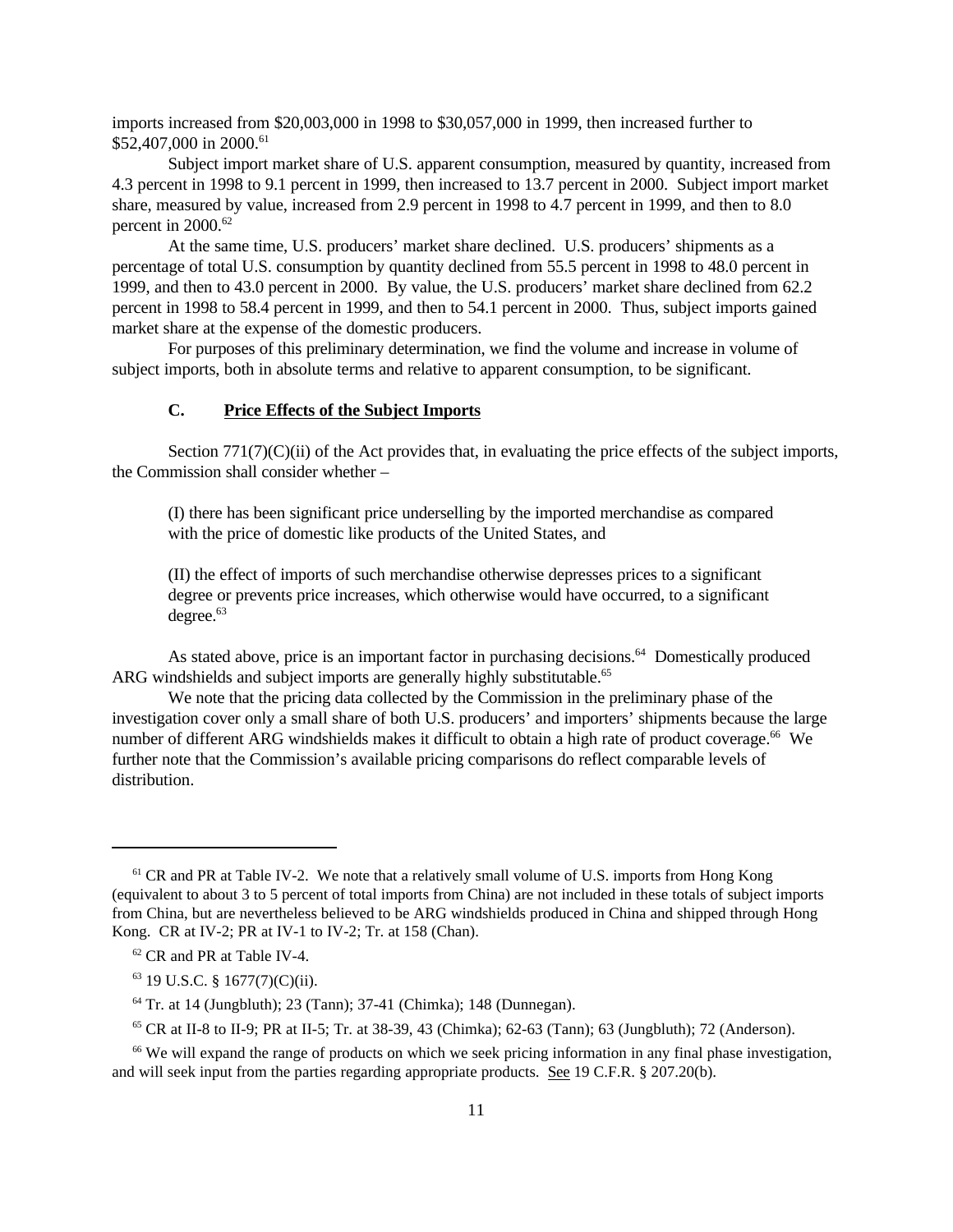imports increased from $20,003,000 in 1998 to $30,057,000 in 1999, then increased further to $52,407,000 in 2000.[61]

Subject import market share of U.S. apparent consumption, measured by quantity, increased from 4.3 percent in 1998 to 9.1 percent in 1999, then increased to 13.7 percent in 2000. Subject import market share, measured by value, increased from 2.9 percent in 1998 to 4.7 percent in 1999, and then to 8.0 percent in 2000.[62]

At the same time, U.S. producers' market share declined. U.S. producers' shipments as a percentage of total U.S. consumption by quantity declined from 55.5 percent in 1998 to 48.0 percent in 1999, and then to 43.0 percent in 2000. By value, the U.S. producers' market share declined from 62.2 percent in 1998 to 58.4 percent in 1999, and then to 54.1 percent in 2000. Thus, subject imports gained market share at the expense of the domestic producers.

For purposes of this preliminary determination, we find the volume and increase in volume of subject imports, both in absolute terms and relative to apparent consumption, to be significant.

### C. Price Effects of the Subject Imports

Section 771(7)(C)(ii) of the Act provides that, in evaluating the price effects of the subject imports, the Commission shall consider whether –

> (I) there has been significant price underselling by the imported merchandise as compared with the price of domestic like products of the United States, and
>
> (II) the effect of imports of such merchandise otherwise depresses prices to a significant degree or prevents price increases, which otherwise would have occurred, to a significant degree.[63]

As stated above, price is an important factor in purchasing decisions.[64] Domestically produced ARG windshields and subject imports are generally highly substitutable.[65]

We note that the pricing data collected by the Commission in the preliminary phase of the investigation cover only a small share of both U.S. producers' and importers' shipments because the large number of different ARG windshields makes it difficult to obtain a high rate of product coverage.[66] We further note that the Commission's available pricing comparisons do reflect comparable levels of distribution.

---

[61] CR and PR at Table IV-2. We note that a relatively small volume of U.S. imports from Hong Kong (equivalent to about 3 to 5 percent of total imports from China) are not included in these totals of subject imports from China, but are nevertheless believed to be ARG windshields produced in China and shipped through Hong Kong. CR at IV-2; PR at IV-1 to IV-2; Tr. at 158 (Chan).

[62] CR and PR at Table IV-4.

[63] 19 U.S.C. § 1677(7)(C)(ii).

[64] Tr. at 14 (Jungbluth); 23 (Tann); 37-41 (Chimka); 148 (Dunnegan).

[65] CR at II-8 to II-9; PR at II-5; Tr. at 38-39, 43 (Chimka); 62-63 (Tann); 63 (Jungbluth); 72 (Anderson).

[66] We will expand the range of products on which we seek pricing information in any final phase investigation, and will seek input from the parties regarding appropriate products. See 19 C.F.R. § 207.20(b).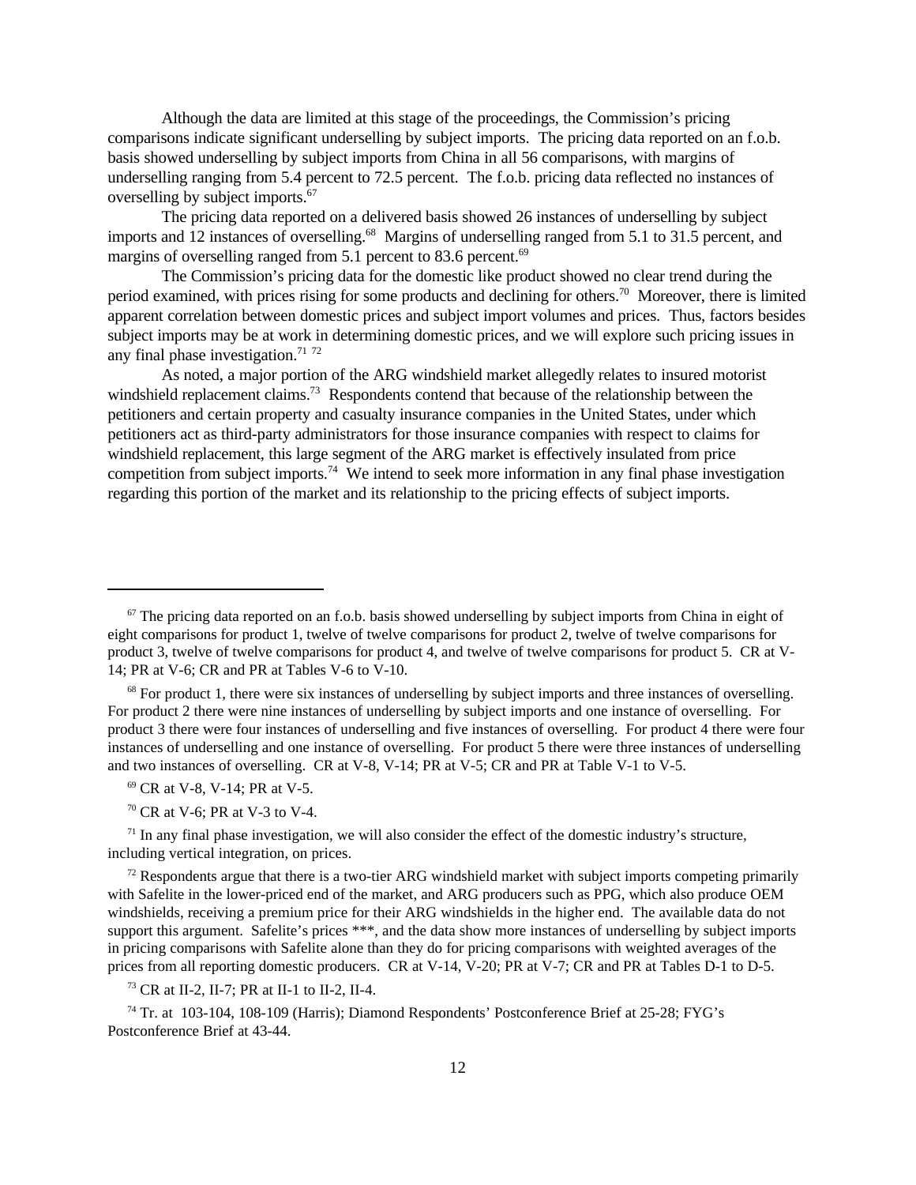Although the data are limited at this stage of the proceedings, the Commission's pricing comparisons indicate significant underselling by subject imports. The pricing data reported on an f.o.b. basis showed underselling by subject imports from China in all 56 comparisons, with margins of underselling ranging from 5.4 percent to 72.5 percent. The f.o.b. pricing data reflected no instances of overselling by subject imports.[67]

The pricing data reported on a delivered basis showed 26 instances of underselling by subject imports and 12 instances of overselling.[68] Margins of underselling ranged from 5.1 to 31.5 percent, and margins of overselling ranged from 5.1 percent to 83.6 percent.[69]

The Commission's pricing data for the domestic like product showed no clear trend during the period examined, with prices rising for some products and declining for others.[70] Moreover, there is limited apparent correlation between domestic prices and subject import volumes and prices. Thus, factors besides subject imports may be at work in determining domestic prices, and we will explore such pricing issues in any final phase investigation.[71] [72]

As noted, a major portion of the ARG windshield market allegedly relates to insured motorist windshield replacement claims.[73] Respondents contend that because of the relationship between the petitioners and certain property and casualty insurance companies in the United States, under which petitioners act as third-party administrators for those insurance companies with respect to claims for windshield replacement, this large segment of the ARG market is effectively insulated from price competition from subject imports.[74] We intend to seek more information in any final phase investigation regarding this portion of the market and its relationship to the pricing effects of subject imports.

---

[67] The pricing data reported on an f.o.b. basis showed underselling by subject imports from China in eight of eight comparisons for product 1, twelve of twelve comparisons for product 2, twelve of twelve comparisons for product 3, twelve of twelve comparisons for product 4, and twelve of twelve comparisons for product 5. CR at V-14; PR at V-6; CR and PR at Tables V-6 to V-10.

[68] For product 1, there were six instances of underselling by subject imports and three instances of overselling. For product 2 there were nine instances of underselling by subject imports and one instance of overselling. For product 3 there were four instances of underselling and five instances of overselling. For product 4 there were four instances of underselling and one instance of overselling. For product 5 there were three instances of underselling and two instances of overselling. CR at V-8, V-14; PR at V-5; CR and PR at Table V-1 to V-5.

[69] CR at V-8, V-14; PR at V-5.

[70] CR at V-6; PR at V-3 to V-4.

[71] In any final phase investigation, we will also consider the effect of the domestic industry's structure, including vertical integration, on prices.

[72] Respondents argue that there is a two-tier ARG windshield market with subject imports competing primarily with Safelite in the lower-priced end of the market, and ARG producers such as PPG, which also produce OEM windshields, receiving a premium price for their ARG windshields in the higher end. The available data do not support this argument. Safelite's prices ***, and the data show more instances of underselling by subject imports in pricing comparisons with Safelite alone than they do for pricing comparisons with weighted averages of the prices from all reporting domestic producers. CR at V-14, V-20; PR at V-7; CR and PR at Tables D-1 to D-5.

[73] CR at II-2, II-7; PR at II-1 to II-2, II-4.

[74] Tr. at 103-104, 108-109 (Harris); Diamond Respondents' Postconference Brief at 25-28; FYG's Postconference Brief at 43-44.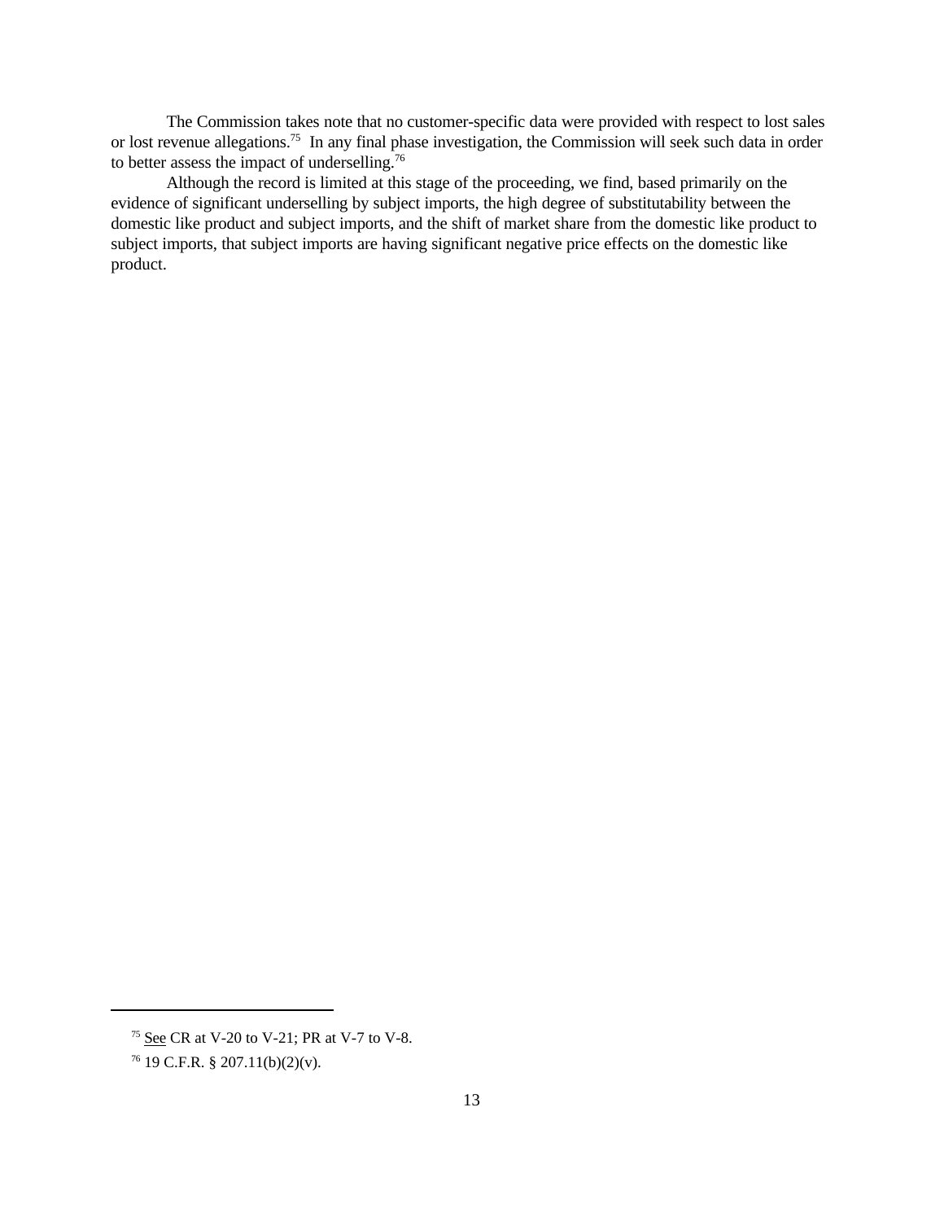The Commission takes note that no customer-specific data were provided with respect to lost sales or lost revenue allegations.[75] In any final phase investigation, the Commission will seek such data in order to better assess the impact of underselling.[76]

Although the record is limited at this stage of the proceeding, we find, based primarily on the evidence of significant underselling by subject imports, the high degree of substitutability between the domestic like product and subject imports, and the shift of market share from the domestic like product to subject imports, that subject imports are having significant negative price effects on the domestic like product.

---

[75] See CR at V-20 to V-21; PR at V-7 to V-8.

[76] 19 C.F.R. § 207.11(b)(2)(v).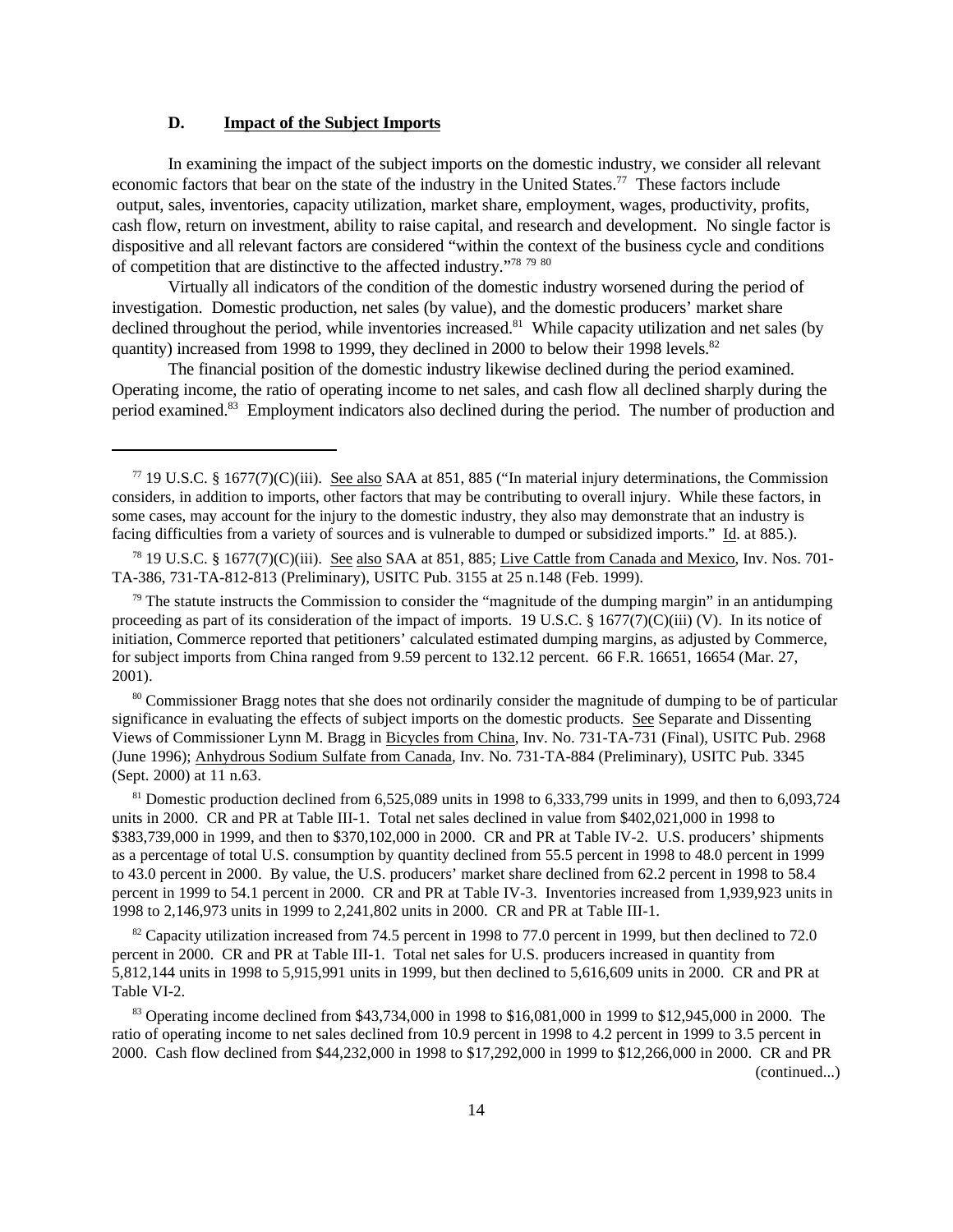### D. Impact of the Subject Imports

In examining the impact of the subject imports on the domestic industry, we consider all relevant economic factors that bear on the state of the industry in the United States.[77] These factors include output, sales, inventories, capacity utilization, market share, employment, wages, productivity, profits, cash flow, return on investment, ability to raise capital, and research and development. No single factor is dispositive and all relevant factors are considered "within the context of the business cycle and conditions of competition that are distinctive to the affected industry."[78] [79] [80]

Virtually all indicators of the condition of the domestic industry worsened during the period of investigation. Domestic production, net sales (by value), and the domestic producers' market share declined throughout the period, while inventories increased.[81] While capacity utilization and net sales (by quantity) increased from 1998 to 1999, they declined in 2000 to below their 1998 levels.[82]

The financial position of the domestic industry likewise declined during the period examined. Operating income, the ratio of operating income to net sales, and cash flow all declined sharply during the period examined.[83] Employment indicators also declined during the period. The number of production and

---

[77] 19 U.S.C. § 1677(7)(C)(iii). See also SAA at 851, 885 ("In material injury determinations, the Commission considers, in addition to imports, other factors that may be contributing to overall injury. While these factors, in some cases, may account for the injury to the domestic industry, they also may demonstrate that an industry is facing difficulties from a variety of sources and is vulnerable to dumped or subsidized imports." Id. at 885.).

[78] 19 U.S.C. § 1677(7)(C)(iii). See also SAA at 851, 885; Live Cattle from Canada and Mexico, Inv. Nos. 701-TA-386, 731-TA-812-813 (Preliminary), USITC Pub. 3155 at 25 n.148 (Feb. 1999).

[79] The statute instructs the Commission to consider the "magnitude of the dumping margin" in an antidumping proceeding as part of its consideration of the impact of imports. 19 U.S.C. § 1677(7)(C)(iii) (V). In its notice of initiation, Commerce reported that petitioners' calculated estimated dumping margins, as adjusted by Commerce, for subject imports from China ranged from 9.59 percent to 132.12 percent. 66 F.R. 16651, 16654 (Mar. 27, 2001).

[80] Commissioner Bragg notes that she does not ordinarily consider the magnitude of dumping to be of particular significance in evaluating the effects of subject imports on the domestic products. See Separate and Dissenting Views of Commissioner Lynn M. Bragg in Bicycles from China, Inv. No. 731-TA-731 (Final), USITC Pub. 2968 (June 1996); Anhydrous Sodium Sulfate from Canada, Inv. No. 731-TA-884 (Preliminary), USITC Pub. 3345 (Sept. 2000) at 11 n.63.

[81] Domestic production declined from 6,525,089 units in 1998 to 6,333,799 units in 1999, and then to 6,093,724 units in 2000. CR and PR at Table III-1. Total net sales declined in value from $402,021,000 in 1998 to $383,739,000 in 1999, and then to $370,102,000 in 2000. CR and PR at Table IV-2. U.S. producers' shipments as a percentage of total U.S. consumption by quantity declined from 55.5 percent in 1998 to 48.0 percent in 1999 to 43.0 percent in 2000. By value, the U.S. producers' market share declined from 62.2 percent in 1998 to 58.4 percent in 1999 to 54.1 percent in 2000. CR and PR at Table IV-3. Inventories increased from 1,939,923 units in 1998 to 2,146,973 units in 1999 to 2,241,802 units in 2000. CR and PR at Table III-1.

[82] Capacity utilization increased from 74.5 percent in 1998 to 77.0 percent in 1999, but then declined to 72.0 percent in 2000. CR and PR at Table III-1. Total net sales for U.S. producers increased in quantity from 5,812,144 units in 1998 to 5,915,991 units in 1999, but then declined to 5,616,609 units in 2000. CR and PR at Table VI-2.

[83] Operating income declined from $43,734,000 in 1998 to $16,081,000 in 1999 to $12,945,000 in 2000. The ratio of operating income to net sales declined from 10.9 percent in 1998 to 4.2 percent in 1999 to 3.5 percent in 2000. Cash flow declined from $44,232,000 in 1998 to $17,292,000 in 1999 to $12,266,000 in 2000. CR and PR (continued...)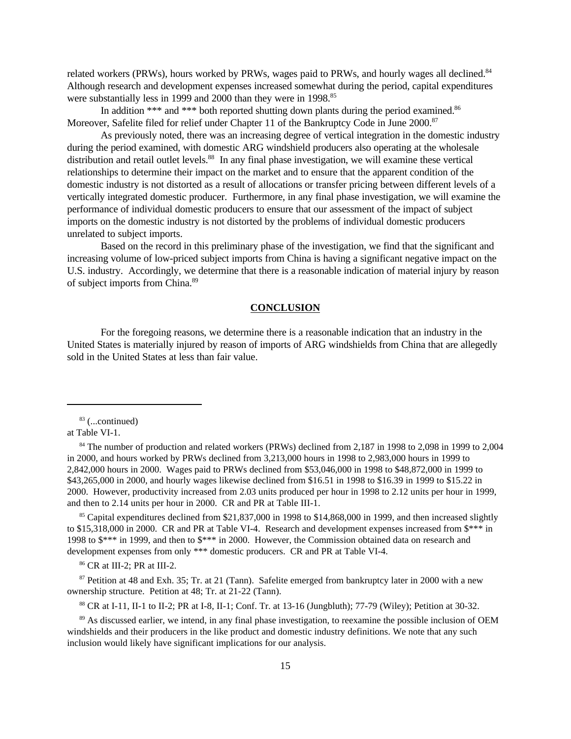related workers (PRWs), hours worked by PRWs, wages paid to PRWs, and hourly wages all declined.[84] Although research and development expenses increased somewhat during the period, capital expenditures were substantially less in 1999 and 2000 than they were in 1998.[85]

In addition *** and *** both reported shutting down plants during the period examined.[86] Moreover, Safelite filed for relief under Chapter 11 of the Bankruptcy Code in June 2000.[87]

As previously noted, there was an increasing degree of vertical integration in the domestic industry during the period examined, with domestic ARG windshield producers also operating at the wholesale distribution and retail outlet levels.[88] In any final phase investigation, we will examine these vertical relationships to determine their impact on the market and to ensure that the apparent condition of the domestic industry is not distorted as a result of allocations or transfer pricing between different levels of a vertically integrated domestic producer. Furthermore, in any final phase investigation, we will examine the performance of individual domestic producers to ensure that our assessment of the impact of subject imports on the domestic industry is not distorted by the problems of individual domestic producers unrelated to subject imports.

Based on the record in this preliminary phase of the investigation, we find that the significant and increasing volume of low-priced subject imports from China is having a significant negative impact on the U.S. industry. Accordingly, we determine that there is a reasonable indication of material injury by reason of subject imports from China.[89]

## CONCLUSION

For the foregoing reasons, we determine there is a reasonable indication that an industry in the United States is materially injured by reason of imports of ARG windshields from China that are allegedly sold in the United States at less than fair value.

---

[83] (...continued) at Table VI-1.

[84] The number of production and related workers (PRWs) declined from 2,187 in 1998 to 2,098 in 1999 to 2,004 in 2000, and hours worked by PRWs declined from 3,213,000 hours in 1998 to 2,983,000 hours in 1999 to 2,842,000 hours in 2000. Wages paid to PRWs declined from $53,046,000 in 1998 to $48,872,000 in 1999 to $43,265,000 in 2000, and hourly wages likewise declined from $16.51 in 1998 to $16.39 in 1999 to $15.22 in 2000. However, productivity increased from 2.03 units produced per hour in 1998 to 2.12 units per hour in 1999, and then to 2.14 units per hour in 2000. CR and PR at Table III-1.

[85] Capital expenditures declined from $21,837,000 in 1998 to $14,868,000 in 1999, and then increased slightly to $15,318,000 in 2000. CR and PR at Table VI-4. Research and development expenses increased from $*** in 1998 to $*** in 1999, and then to $*** in 2000. However, the Commission obtained data on research and development expenses from only *** domestic producers. CR and PR at Table VI-4.

[86] CR at III-2; PR at III-2.

[87] Petition at 48 and Exh. 35; Tr. at 21 (Tann). Safelite emerged from bankruptcy later in 2000 with a new ownership structure. Petition at 48; Tr. at 21-22 (Tann).

[88] CR at I-11, II-1 to II-2; PR at I-8, II-1; Conf. Tr. at 13-16 (Jungbluth); 77-79 (Wiley); Petition at 30-32.

[89] As discussed earlier, we intend, in any final phase investigation, to reexamine the possible inclusion of OEM windshields and their producers in the like product and domestic industry definitions. We note that any such inclusion would likely have significant implications for our analysis.